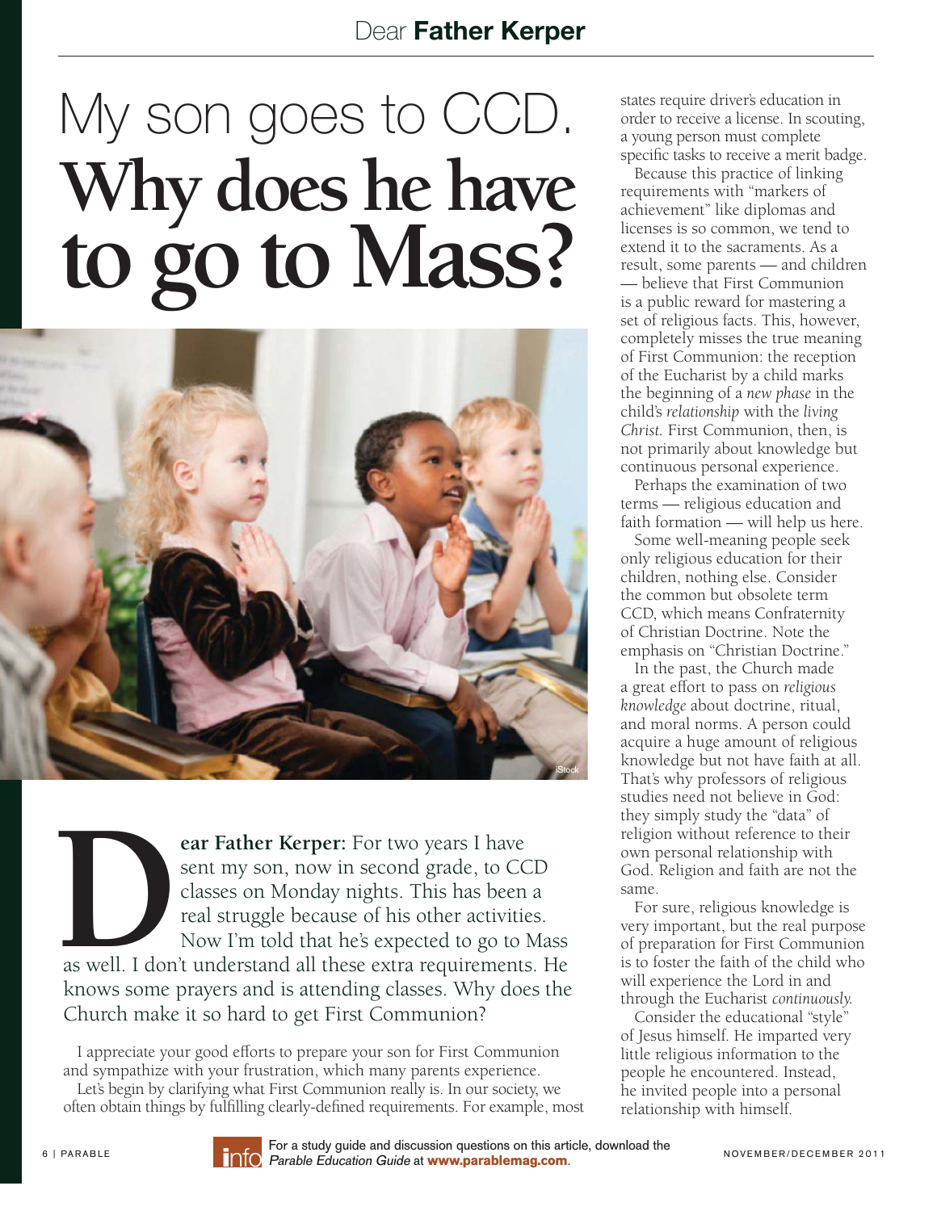# My son goes to CCD. Why does he have to go to Mass?

**Dear Father Kerper:** For two years I have sent my son, now in second grade, to CCD classes on Monday nights. This has been a real struggle because of his other activities. Now I'm told that he's expected to go to Mass as well. I don't understand all these extra requirements. He knows some prayers and is attending classes. Why does the Church make it so hard to get First Communion?

I appreciate your good efforts to prepare your son for First Communion and sympathize with your frustration, which many parents experience.

Let's begin by clarifying what First Communion really is. In our society, we often obtain things by fulfilling clearly-defined requirements. For example, most states require driver's education in order to receive a license. In scouting, a young person must complete specific tasks to receive a merit badge.

Because this practice of linking requirements with "markers of achievement" like diplomas and licenses is so common, we tend to extend it to the sacraments. As a result, some parents — and children — believe that First Communion is a public reward for mastering a set of religious facts. This, however, completely misses the true meaning of First Communion: the reception of the Eucharist by a child marks the beginning of a *new phase* in the child's *relationship* with the *living Christ*. First Communion, then, is not primarily about knowledge but continuous personal experience.

Perhaps the examination of two terms — religious education and faith formation — will help us here.

Some well-meaning people seek only religious education for their children, nothing else. Consider the common but obsolete term CCD, which means Confraternity of Christian Doctrine. Note the emphasis on "Christian Doctrine."

In the past, the Church made a great effort to pass on *religious knowledge* about doctrine, ritual, and moral norms. A person could acquire a huge amount of religious knowledge but not have faith at all. That's why professors of religious studies need not believe in God: they simply study the "data" of religion without reference to their own personal relationship with God. Religion and faith are not the same.

For sure, religious knowledge is very important, but the real purpose of preparation for First Communion is to foster the faith of the child who will experience the Lord in and through the Eucharist *continuously*.

Consider the educational "style" of Jesus himself. He imparted very little religious information to the people he encountered. Instead, he invited people into a personal relationship with himself.

For a study guide and discussion questions on this article, download the *Parable Education Guide* at **www.parablemag.com**.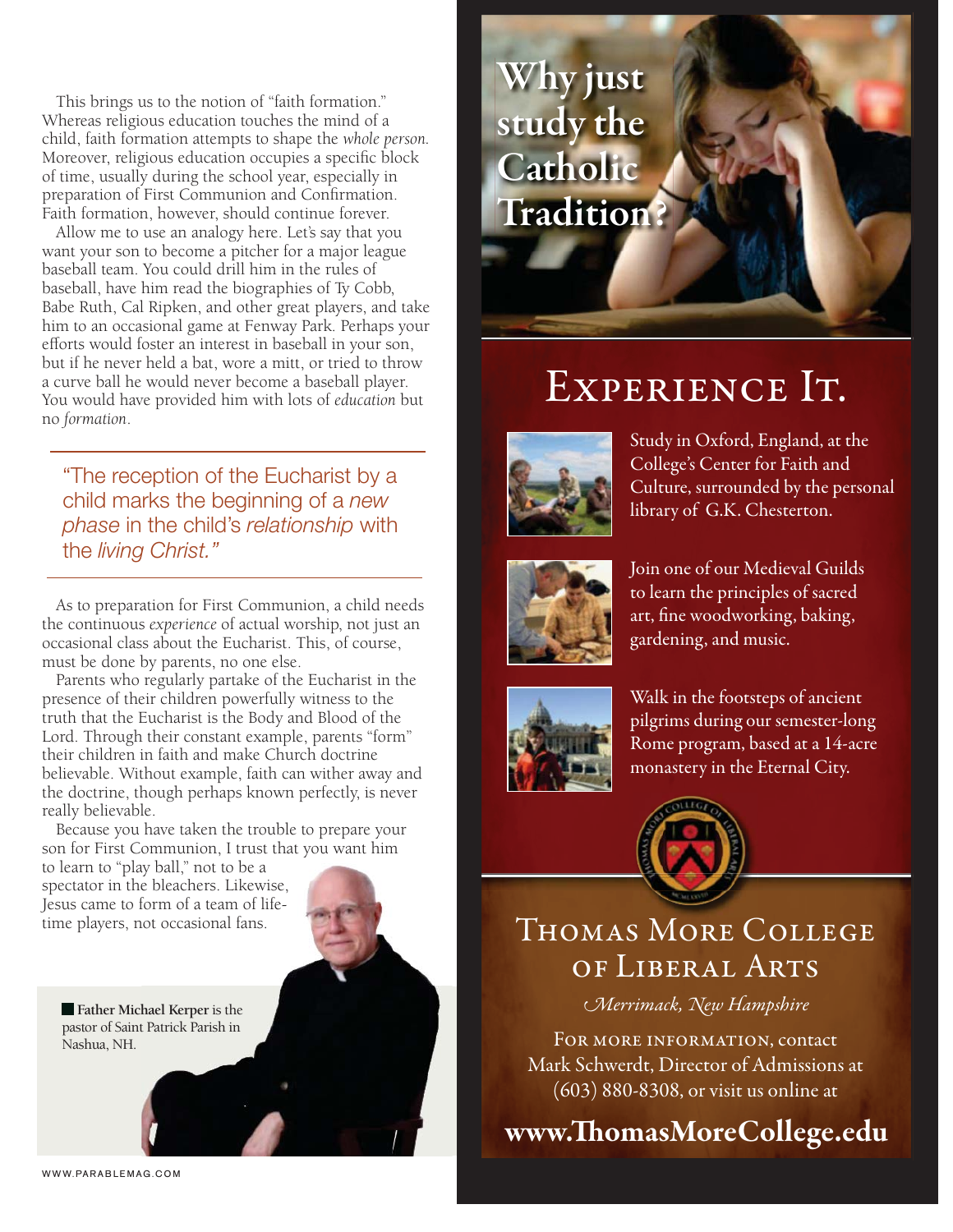This brings us to the notion of "faith formation." Whereas religious education touches the mind of a child, faith formation attempts to shape the *whole person*. Moreover, religious education occupies a specific block of time, usually during the school year, especially in preparation of First Communion and Confirmation. Faith formation, however, should continue forever.

Allow me to use an analogy here. Let's say that you want your son to become a pitcher for a major league baseball team. You could drill him in the rules of baseball, have him read the biographies of Ty Cobb, Babe Ruth, Cal Ripken, and other great players, and take him to an occasional game at Fenway Park. Perhaps your efforts would foster an interest in baseball in your son, but if he never held a bat, wore a mitt, or tried to throw a curve ball he would never become a baseball player. You would have provided him with lots of *education* but no *formation*.

> "The reception of the Eucharist by a child marks the beginning of a *new phase* in the child's *relationship* with the *living Christ."*

As to preparation for First Communion, a child needs the continuous *experience* of actual worship, not just an occasional class about the Eucharist. This, of course, must be done by parents, no one else.

Parents who regularly partake of the Eucharist in the presence of their children powerfully witness to the truth that the Eucharist is the Body and Blood of the Lord. Through their constant example, parents "form" their children in faith and make Church doctrine believable. Without example, faith can wither away and the doctrine, though perhaps known perfectly, is never really believable.

Because you have taken the trouble to prepare your son for First Communion, I trust that you want him to learn to "play ball," not to be a spectator in the bleachers. Likewise, Jesus came to form of a team of life-time players, not occasional fans.

**Father Michael Kerper** is the pastor of Saint Patrick Parish in Nashua, NH.

# Why just study the Catholic Tradition?

## Experience It.

Study in Oxford, England, at the College's Center for Faith and Culture, surrounded by the personal library of G.K. Chesterton.

Join one of our Medieval Guilds to learn the principles of sacred art, fine woodworking, baking, gardening, and music.

Walk in the footsteps of ancient pilgrims during our semester-long Rome program, based at a 14-acre monastery in the Eternal City.

## Thomas More College of Liberal Arts

*Merrimack, New Hampshire*

For more information, contact Mark Schwerdt, Director of Admissions at (603) 880-8308, or visit us online at

**www.ThomasMoreCollege.edu**